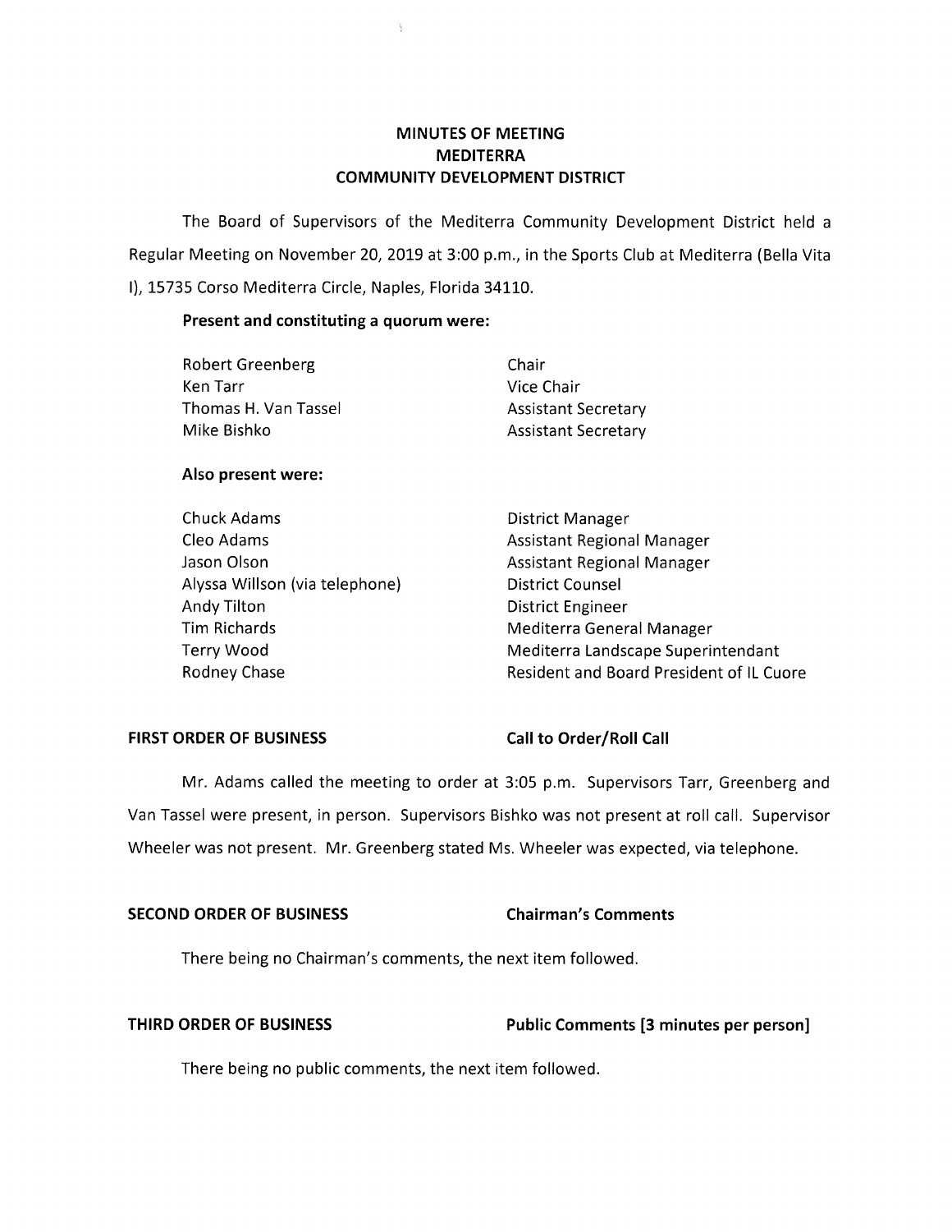# MINUTES OF MEETING
# MEDITERRA
# COMMUNITY DEVELOPMENT DISTRICT

The Board of Supervisors of the Mediterra Community Development District held a Regular Meeting on November 20, 2019 at 3:00 p.m., in the Sports Club at Mediterra (Bella Vita I), 15735 Corso Mediterra Circle, Naples, Florida 34110.

**Present and constituting a quorum were:**

| | |
|---|---|
| Robert Greenberg | Chair |
| Ken Tarr | Vice Chair |
| Thomas H. Van Tassel | Assistant Secretary |
| Mike Bishko | Assistant Secretary |

**Also present were:**

| | |
|---|---|
| Chuck Adams | District Manager |
| Cleo Adams | Assistant Regional Manager |
| Jason Olson | Assistant Regional Manager |
| Alyssa Willson (via telephone) | District Counsel |
| Andy Tilton | District Engineer |
| Tim Richards | Mediterra General Manager |
| Terry Wood | Mediterra Landscape Superintendant |
| Rodney Chase | Resident and Board President of IL Cuore |

**FIRST ORDER OF BUSINESS** **Call to Order/Roll Call**

Mr. Adams called the meeting to order at 3:05 p.m. Supervisors Tarr, Greenberg and Van Tassel were present, in person. Supervisors Bishko was not present at roll call. Supervisor Wheeler was not present. Mr. Greenberg stated Ms. Wheeler was expected, via telephone.

**SECOND ORDER OF BUSINESS** **Chairman's Comments**

There being no Chairman's comments, the next item followed.

**THIRD ORDER OF BUSINESS** **Public Comments [3 minutes per person]**

There being no public comments, the next item followed.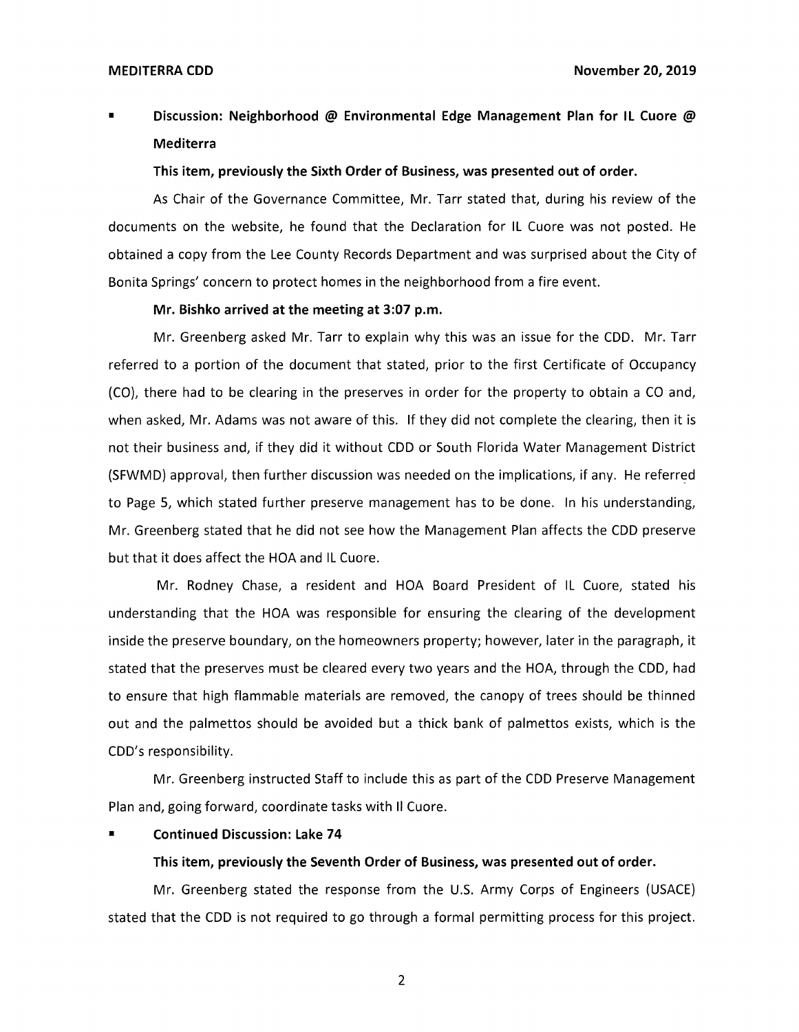- **Discussion: Neighborhood @ Environmental Edge Management Plan for IL Cuore @ Mediterra**

  **This item, previously the Sixth Order of Business, was presented out of order.**

As Chair of the Governance Committee, Mr. Tarr stated that, during his review of the documents on the website, he found that the Declaration for IL Cuore was not posted. He obtained a copy from the Lee County Records Department and was surprised about the City of Bonita Springs' concern to protect homes in the neighborhood from a fire event.

**Mr. Bishko arrived at the meeting at 3:07 p.m.**

Mr. Greenberg asked Mr. Tarr to explain why this was an issue for the CDD. Mr. Tarr referred to a portion of the document that stated, prior to the first Certificate of Occupancy (CO), there had to be clearing in the preserves in order for the property to obtain a CO and, when asked, Mr. Adams was not aware of this. If they did not complete the clearing, then it is not their business and, if they did it without CDD or South Florida Water Management District (SFWMD) approval, then further discussion was needed on the implications, if any. He referred to Page 5, which stated further preserve management has to be done. In his understanding, Mr. Greenberg stated that he did not see how the Management Plan affects the CDD preserve but that it does affect the HOA and IL Cuore.

Mr. Rodney Chase, a resident and HOA Board President of IL Cuore, stated his understanding that the HOA was responsible for ensuring the clearing of the development inside the preserve boundary, on the homeowners property; however, later in the paragraph, it stated that the preserves must be cleared every two years and the HOA, through the CDD, had to ensure that high flammable materials are removed, the canopy of trees should be thinned out and the palmettos should be avoided but a thick bank of palmettos exists, which is the CDD's responsibility.

Mr. Greenberg instructed Staff to include this as part of the CDD Preserve Management Plan and, going forward, coordinate tasks with Il Cuore.

- **Continued Discussion: Lake 74**

  **This item, previously the Seventh Order of Business, was presented out of order.**

Mr. Greenberg stated the response from the U.S. Army Corps of Engineers (USACE) stated that the CDD is not required to go through a formal permitting process for this project.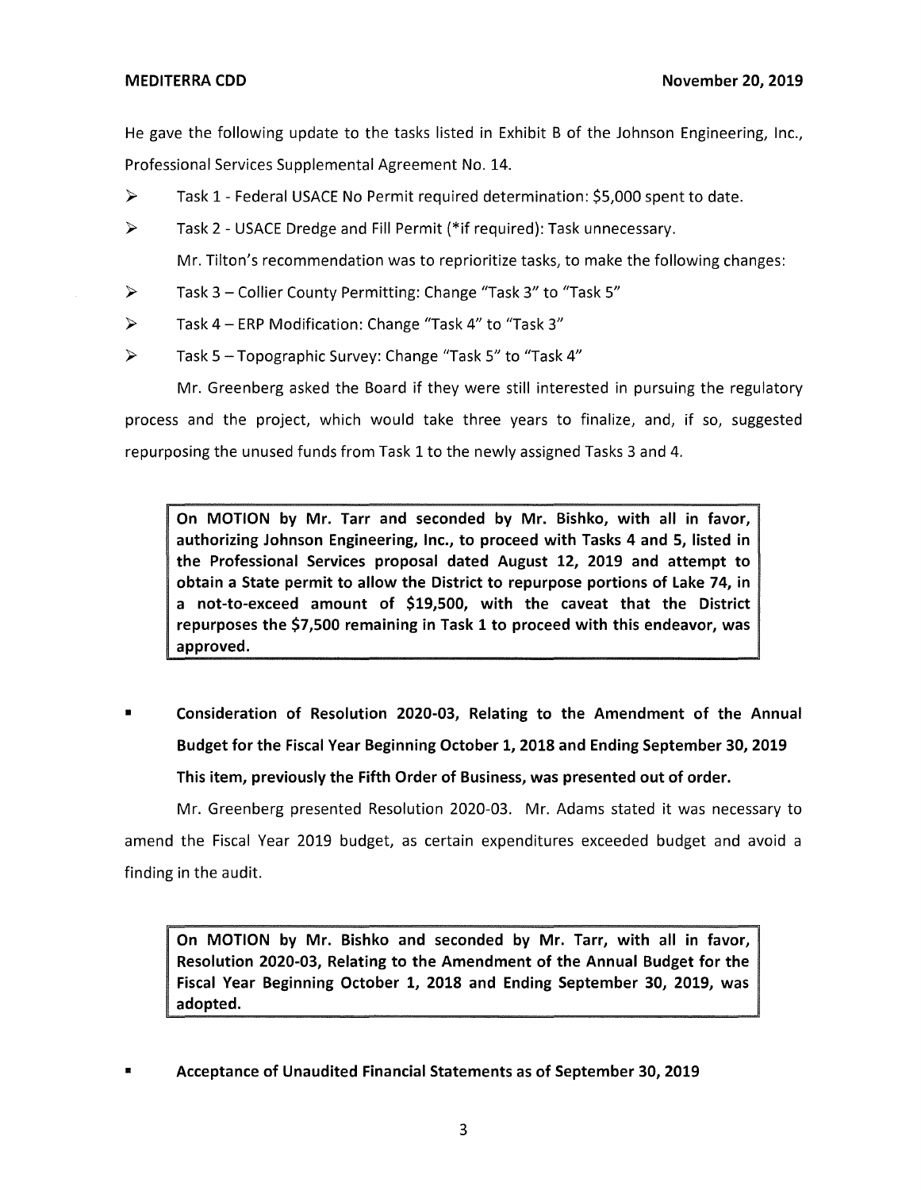He gave the following update to the tasks listed in Exhibit B of the Johnson Engineering, Inc., Professional Services Supplemental Agreement No. 14.

- Task 1 - Federal USACE No Permit required determination: $5,000 spent to date.
- Task 2 - USACE Dredge and Fill Permit (*if required): Task unnecessary.

  Mr. Tilton's recommendation was to reprioritize tasks, to make the following changes:

- Task 3 – Collier County Permitting: Change "Task 3" to "Task 5"
- Task 4 – ERP Modification: Change "Task 4" to "Task 3"
- Task 5 – Topographic Survey: Change "Task 5" to "Task 4"

Mr. Greenberg asked the Board if they were still interested in pursuing the regulatory process and the project, which would take three years to finalize, and, if so, suggested repurposing the unused funds from Task 1 to the newly assigned Tasks 3 and 4.

> **On MOTION by Mr. Tarr and seconded by Mr. Bishko, with all in favor, authorizing Johnson Engineering, Inc., to proceed with Tasks 4 and 5, listed in the Professional Services proposal dated August 12, 2019 and attempt to obtain a State permit to allow the District to repurpose portions of Lake 74, in a not-to-exceed amount of $19,500, with the caveat that the District repurposes the $7,500 remaining in Task 1 to proceed with this endeavor, was approved.**

- **Consideration of Resolution 2020-03, Relating to the Amendment of the Annual Budget for the Fiscal Year Beginning October 1, 2018 and Ending September 30, 2019**

  **This item, previously the Fifth Order of Business, was presented out of order.**

Mr. Greenberg presented Resolution 2020-03. Mr. Adams stated it was necessary to amend the Fiscal Year 2019 budget, as certain expenditures exceeded budget and avoid a finding in the audit.

> **On MOTION by Mr. Bishko and seconded by Mr. Tarr, with all in favor, Resolution 2020-03, Relating to the Amendment of the Annual Budget for the Fiscal Year Beginning October 1, 2018 and Ending September 30, 2019, was adopted.**

- **Acceptance of Unaudited Financial Statements as of September 30, 2019**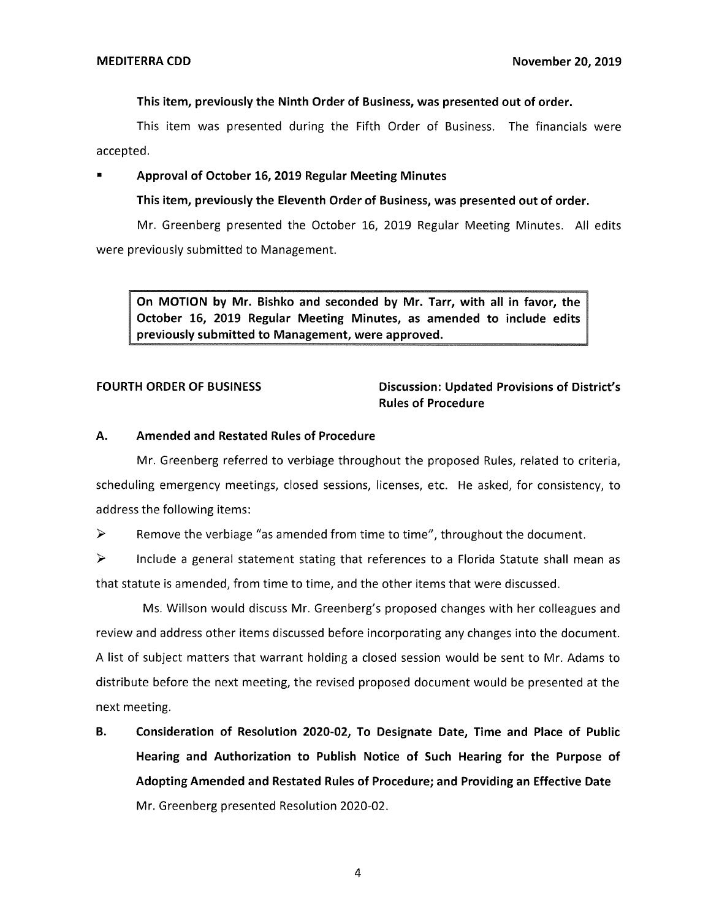**This item, previously the Ninth Order of Business, was presented out of order.**

This item was presented during the Fifth Order of Business. The financials were accepted.

- **Approval of October 16, 2019 Regular Meeting Minutes**

  **This item, previously the Eleventh Order of Business, was presented out of order.**

Mr. Greenberg presented the October 16, 2019 Regular Meeting Minutes. All edits were previously submitted to Management.

> **On MOTION by Mr. Bishko and seconded by Mr. Tarr, with all in favor, the October 16, 2019 Regular Meeting Minutes, as amended to include edits previously submitted to Management, were approved.**

**FOURTH ORDER OF BUSINESS** — **Discussion: Updated Provisions of District's Rules of Procedure**

**A. Amended and Restated Rules of Procedure**

Mr. Greenberg referred to verbiage throughout the proposed Rules, related to criteria, scheduling emergency meetings, closed sessions, licenses, etc. He asked, for consistency, to address the following items:

- Remove the verbiage "as amended from time to time", throughout the document.
- Include a general statement stating that references to a Florida Statute shall mean as that statute is amended, from time to time, and the other items that were discussed.

Ms. Willson would discuss Mr. Greenberg's proposed changes with her colleagues and review and address other items discussed before incorporating any changes into the document. A list of subject matters that warrant holding a closed session would be sent to Mr. Adams to distribute before the next meeting, the revised proposed document would be presented at the next meeting.

**B. Consideration of Resolution 2020-02, To Designate Date, Time and Place of Public Hearing and Authorization to Publish Notice of Such Hearing for the Purpose of Adopting Amended and Restated Rules of Procedure; and Providing an Effective Date**

Mr. Greenberg presented Resolution 2020-02.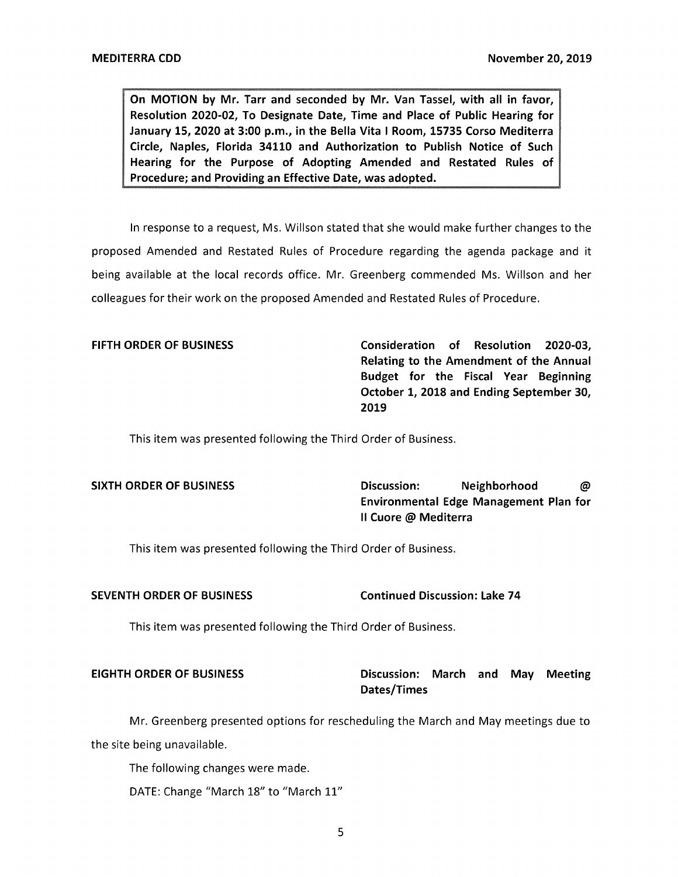**On MOTION by Mr. Tarr and seconded by Mr. Van Tassel, with all in favor, Resolution 2020-02, To Designate Date, Time and Place of Public Hearing for January 15, 2020 at 3:00 p.m., in the Bella Vita I Room, 15735 Corso Mediterra Circle, Naples, Florida 34110 and Authorization to Publish Notice of Such Hearing for the Purpose of Adopting Amended and Restated Rules of Procedure; and Providing an Effective Date, was adopted.**

In response to a request, Ms. Willson stated that she would make further changes to the proposed Amended and Restated Rules of Procedure regarding the agenda package and it being available at the local records office. Mr. Greenberg commended Ms. Willson and her colleagues for their work on the proposed Amended and Restated Rules of Procedure.

**FIFTH ORDER OF BUSINESS** — **Consideration of Resolution 2020-03, Relating to the Amendment of the Annual Budget for the Fiscal Year Beginning October 1, 2018 and Ending September 30, 2019**

This item was presented following the Third Order of Business.

**SIXTH ORDER OF BUSINESS** — **Discussion: Neighborhood @ Environmental Edge Management Plan for Il Cuore @ Mediterra**

This item was presented following the Third Order of Business.

**SEVENTH ORDER OF BUSINESS** — **Continued Discussion: Lake 74**

This item was presented following the Third Order of Business.

**EIGHTH ORDER OF BUSINESS** — **Discussion: March and May Meeting Dates/Times**

Mr. Greenberg presented options for rescheduling the March and May meetings due to the site being unavailable.

The following changes were made.

DATE: Change "March 18" to "March 11"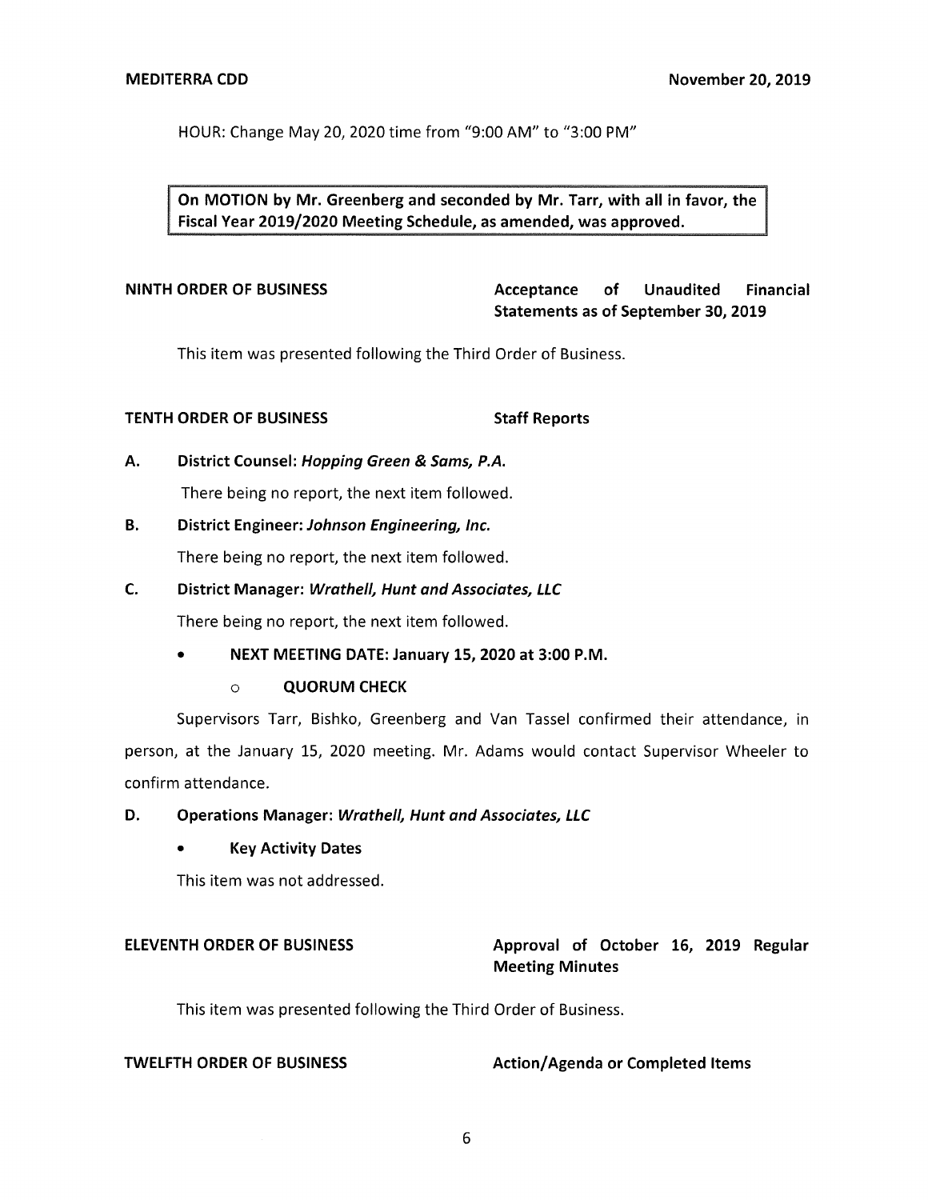HOUR: Change May 20, 2020 time from "9:00 AM" to "3:00 PM"

> **On MOTION by Mr. Greenberg and seconded by Mr. Tarr, with all in favor, the Fiscal Year 2019/2020 Meeting Schedule, as amended, was approved.**

**NINTH ORDER OF BUSINESS** **Acceptance of Unaudited Financial Statements as of September 30, 2019**

This item was presented following the Third Order of Business.

**TENTH ORDER OF BUSINESS** **Staff Reports**

**A. District Counsel: *Hopping Green & Sams, P.A.***

There being no report, the next item followed.

**B. District Engineer: *Johnson Engineering, Inc.***

There being no report, the next item followed.

**C. District Manager: *Wrathell, Hunt and Associates, LLC***

There being no report, the next item followed.

- **NEXT MEETING DATE: January 15, 2020 at 3:00 P.M.**
  - **QUORUM CHECK**

Supervisors Tarr, Bishko, Greenberg and Van Tassel confirmed their attendance, in person, at the January 15, 2020 meeting. Mr. Adams would contact Supervisor Wheeler to confirm attendance.

**D. Operations Manager: *Wrathell, Hunt and Associates, LLC***

- **Key Activity Dates**

This item was not addressed.

**ELEVENTH ORDER OF BUSINESS** **Approval of October 16, 2019 Regular Meeting Minutes**

This item was presented following the Third Order of Business.

**TWELFTH ORDER OF BUSINESS** **Action/Agenda or Completed Items**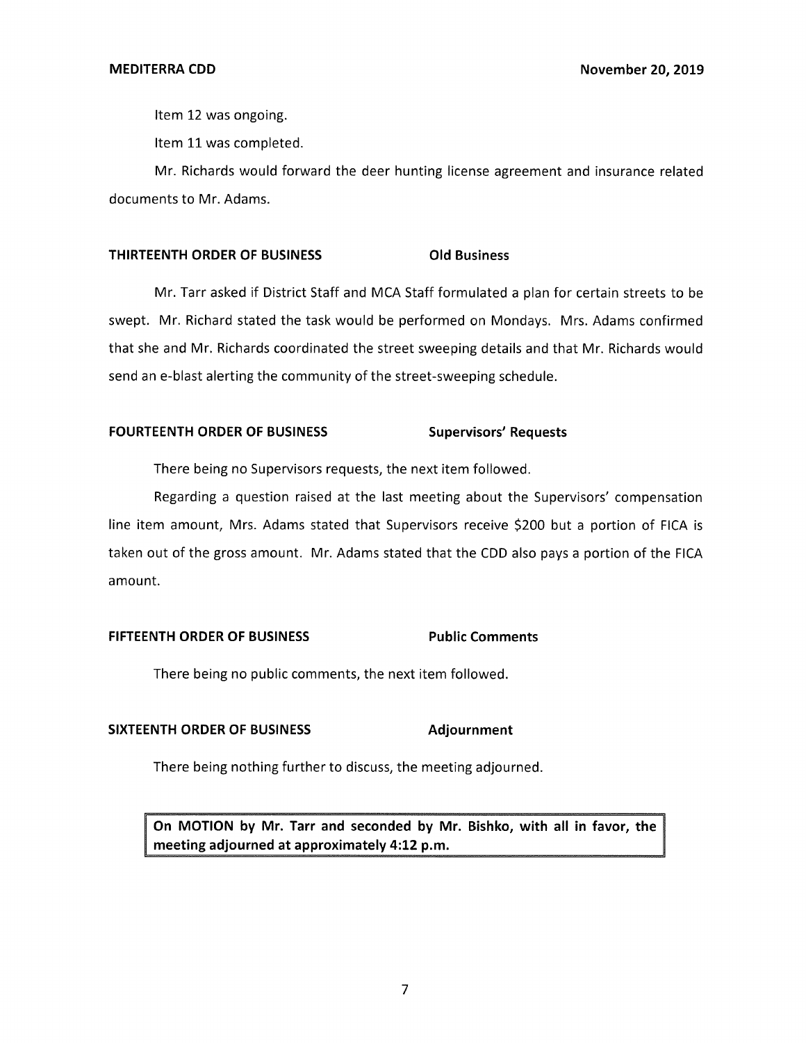Item 12 was ongoing.

Item 11 was completed.

Mr. Richards would forward the deer hunting license agreement and insurance related documents to Mr. Adams.

**THIRTEENTH ORDER OF BUSINESS** **Old Business**

Mr. Tarr asked if District Staff and MCA Staff formulated a plan for certain streets to be swept. Mr. Richard stated the task would be performed on Mondays. Mrs. Adams confirmed that she and Mr. Richards coordinated the street sweeping details and that Mr. Richards would send an e-blast alerting the community of the street-sweeping schedule.

**FOURTEENTH ORDER OF BUSINESS** **Supervisors' Requests**

There being no Supervisors requests, the next item followed.

Regarding a question raised at the last meeting about the Supervisors' compensation line item amount, Mrs. Adams stated that Supervisors receive $200 but a portion of FICA is taken out of the gross amount. Mr. Adams stated that the CDD also pays a portion of the FICA amount.

**FIFTEENTH ORDER OF BUSINESS** **Public Comments**

There being no public comments, the next item followed.

**SIXTEENTH ORDER OF BUSINESS** **Adjournment**

There being nothing further to discuss, the meeting adjourned.

**On MOTION by Mr. Tarr and seconded by Mr. Bishko, with all in favor, the meeting adjourned at approximately 4:12 p.m.**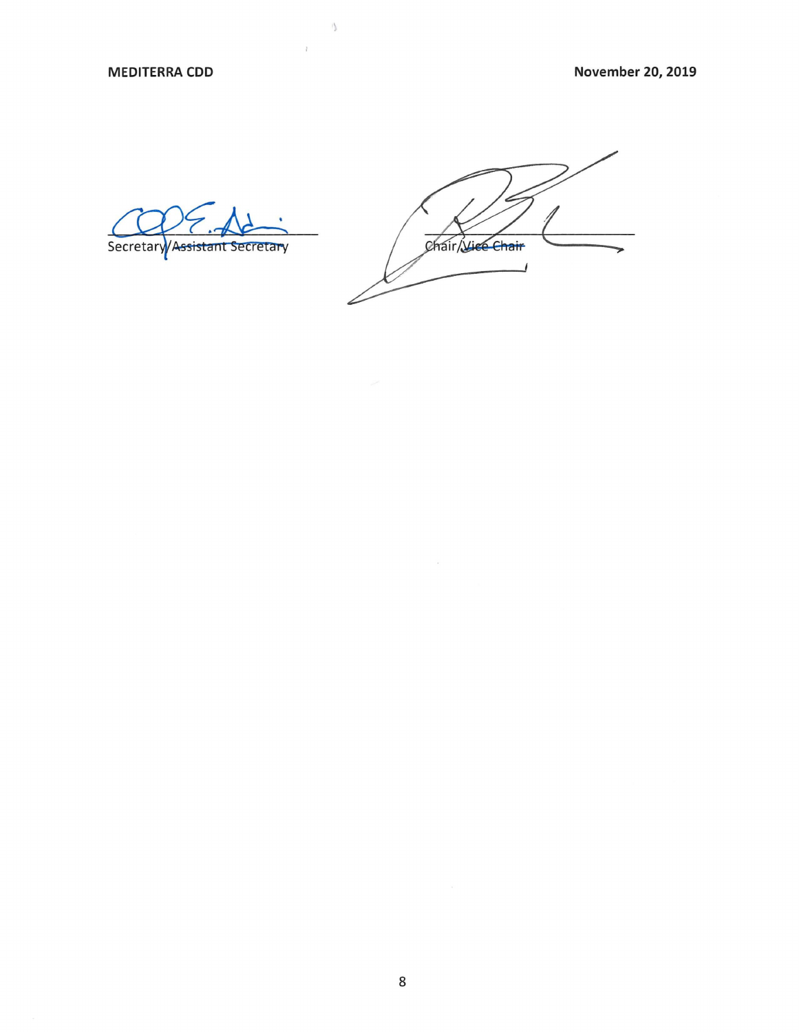**MEDITERRA CDD** **November 20, 2019**

\_\_\_\_\_\_\_\_\_\_\_\_\_\_\_\_\_\_\_\_\_\_\_\_\_\_\_\_\_\_\_\_
Secretary/~~Assistant Secretary~~

\_\_\_\_\_\_\_\_\_\_\_\_\_\_\_\_\_\_\_\_\_\_\_\_\_\_\_\_\_\_\_\_
Chair/~~Vice Chair~~